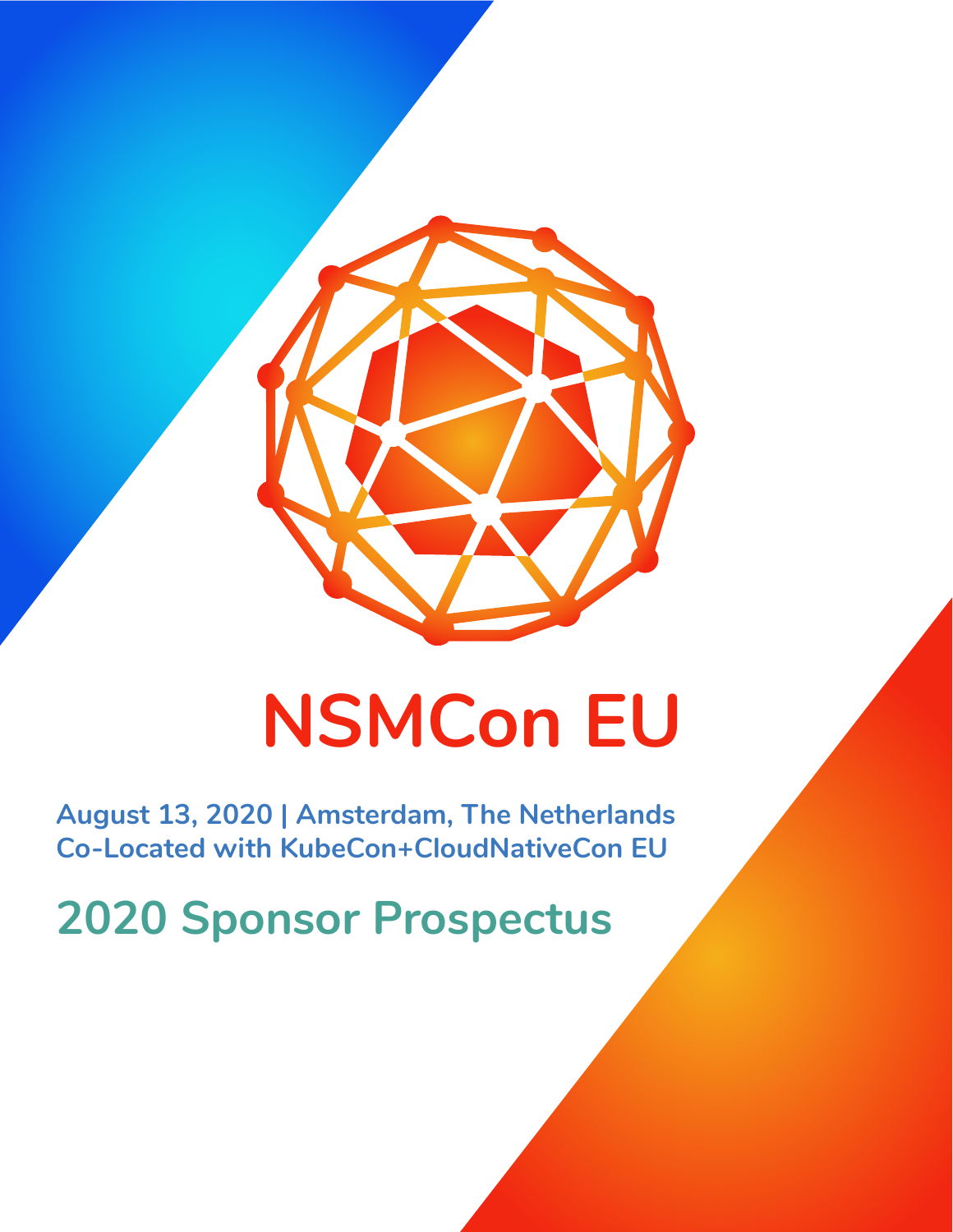# NSMCon EU

**August 13, 2020 | Amsterdam, The Netherlands**
**Co-Located with KubeCon+CloudNativeCon EU**

## 2020 Sponsor Prospectus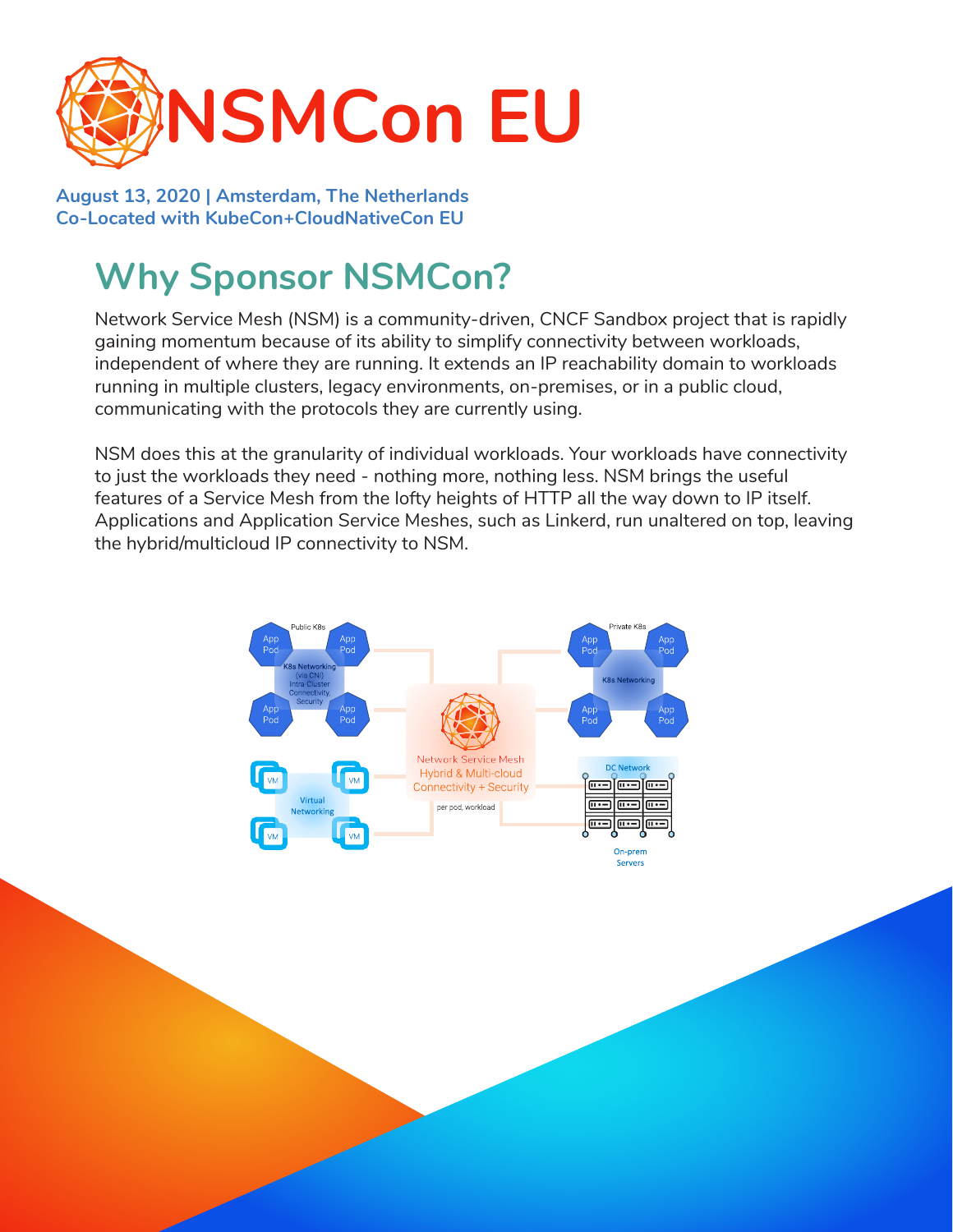# NSMCon EU

**August 13, 2020 | Amsterdam, The Netherlands**
**Co-Located with KubeCon+CloudNativeCon EU**

## Why Sponsor NSMCon?

Network Service Mesh (NSM) is a community-driven, CNCF Sandbox project that is rapidly gaining momentum because of its ability to simplify connectivity between workloads, independent of where they are running. It extends an IP reachability domain to workloads running in multiple clusters, legacy environments, on-premises, or in a public cloud, communicating with the protocols they are currently using.

NSM does this at the granularity of individual workloads. Your workloads have connectivity to just the workloads they need - nothing more, nothing less. NSM brings the useful features of a Service Mesh from the lofty heights of HTTP all the way down to IP itself. Applications and Application Service Meshes, such as Linkerd, run unaltered on top, leaving the hybrid/multicloud IP connectivity to NSM.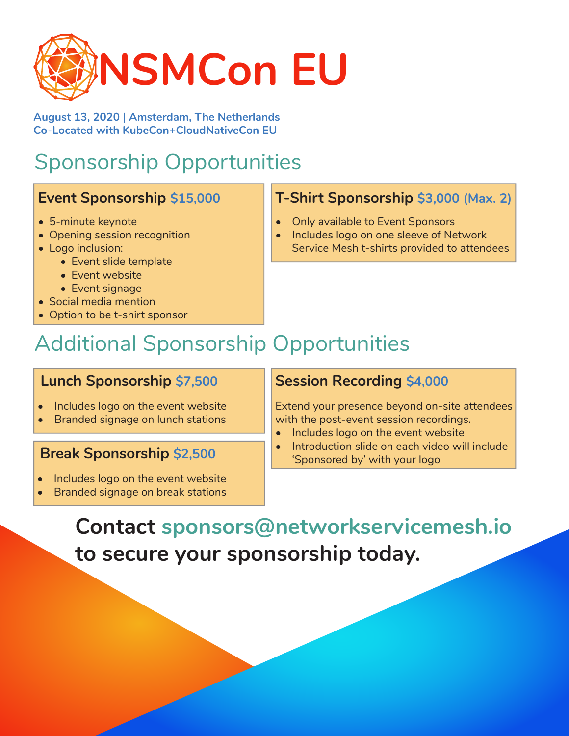# NSMCon EU

**August 13, 2020 | Amsterdam, The Netherlands**
**Co-Located with KubeCon+CloudNativeCon EU**

## Sponsorship Opportunities

### Event Sponsorship $15,000

- 5-minute keynote
- Opening session recognition
- Logo inclusion:
  - Event slide template
  - Event website
  - Event signage
- Social media mention
- Option to be t-shirt sponsor

### T-Shirt Sponsorship $3,000 (Max. 2)

- Only available to Event Sponsors
- Includes logo on one sleeve of Network Service Mesh t-shirts provided to attendees

## Additional Sponsorship Opportunities

### Lunch Sponsorship $7,500

- Includes logo on the event website
- Branded signage on lunch stations

### Break Sponsorship $2,500

- Includes logo on the event website
- Branded signage on break stations

### Session Recording $4,000

Extend your presence beyond on-site attendees with the post-event session recordings.

- Includes logo on the event website
- Introduction slide on each video will include 'Sponsored by' with your logo

**Contact sponsors@networkservicemesh.io to secure your sponsorship today.**